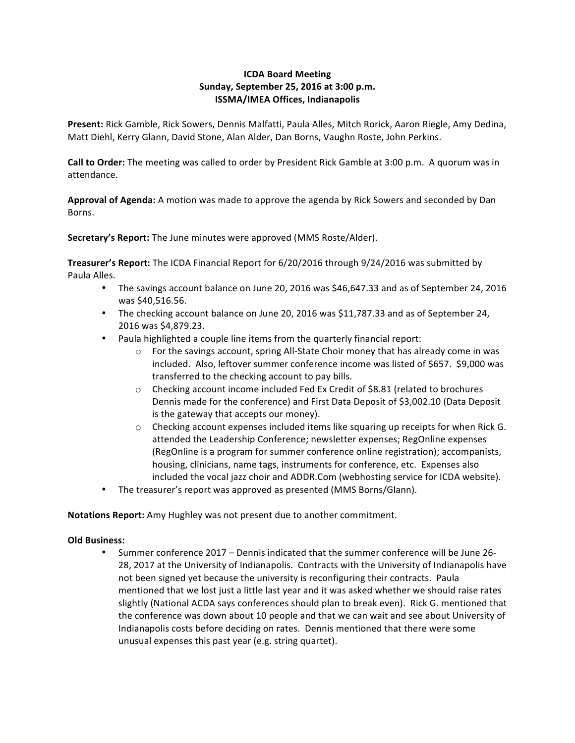**ICDA Board Meeting**
**Sunday, September 25, 2016 at 3:00 p.m.**
**ISSMA/IMEA Offices, Indianapolis**

**Present:** Rick Gamble, Rick Sowers, Dennis Malfatti, Paula Alles, Mitch Rorick, Aaron Riegle, Amy Dedina, Matt Diehl, Kerry Glann, David Stone, Alan Alder, Dan Borns, Vaughn Roste, John Perkins.

**Call to Order:** The meeting was called to order by President Rick Gamble at 3:00 p.m. A quorum was in attendance.

**Approval of Agenda:** A motion was made to approve the agenda by Rick Sowers and seconded by Dan Borns.

**Secretary's Report:** The June minutes were approved (MMS Roste/Alder).

**Treasurer's Report:** The ICDA Financial Report for 6/20/2016 through 9/24/2016 was submitted by Paula Alles.

- The savings account balance on June 20, 2016 was $46,647.33 and as of September 24, 2016 was $40,516.56.
- The checking account balance on June 20, 2016 was $11,787.33 and as of September 24, 2016 was $4,879.23.
- Paula highlighted a couple line items from the quarterly financial report:
    - For the savings account, spring All-State Choir money that has already come in was included. Also, leftover summer conference income was listed of $657. $9,000 was transferred to the checking account to pay bills.
    - Checking account income included Fed Ex Credit of $8.81 (related to brochures Dennis made for the conference) and First Data Deposit of $3,002.10 (Data Deposit is the gateway that accepts our money).
    - Checking account expenses included items like squaring up receipts for when Rick G. attended the Leadership Conference; newsletter expenses; RegOnline expenses (RegOnline is a program for summer conference online registration); accompanists, housing, clinicians, name tags, instruments for conference, etc. Expenses also included the vocal jazz choir and ADDR.Com (webhosting service for ICDA website).
- The treasurer's report was approved as presented (MMS Borns/Glann).

**Notations Report:** Amy Hughley was not present due to another commitment.

**Old Business:**

- Summer conference 2017 – Dennis indicated that the summer conference will be June 26-28, 2017 at the University of Indianapolis. Contracts with the University of Indianapolis have not been signed yet because the university is reconfiguring their contracts. Paula mentioned that we lost just a little last year and it was asked whether we should raise rates slightly (National ACDA says conferences should plan to break even). Rick G. mentioned that the conference was down about 10 people and that we can wait and see about University of Indianapolis costs before deciding on rates. Dennis mentioned that there were some unusual expenses this past year (e.g. string quartet).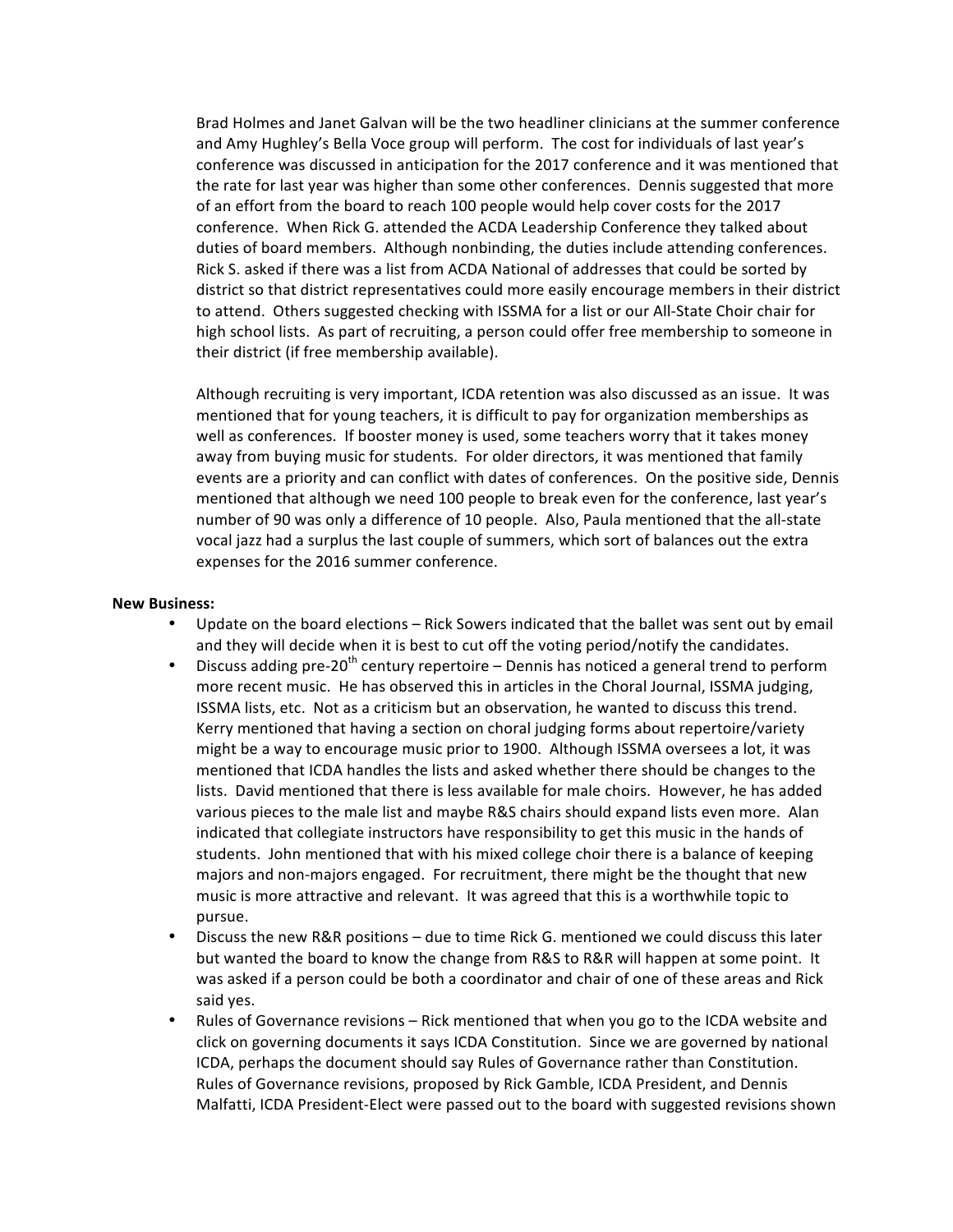Brad Holmes and Janet Galvan will be the two headliner clinicians at the summer conference and Amy Hughley's Bella Voce group will perform. The cost for individuals of last year's conference was discussed in anticipation for the 2017 conference and it was mentioned that the rate for last year was higher than some other conferences. Dennis suggested that more of an effort from the board to reach 100 people would help cover costs for the 2017 conference. When Rick G. attended the ACDA Leadership Conference they talked about duties of board members. Although nonbinding, the duties include attending conferences. Rick S. asked if there was a list from ACDA National of addresses that could be sorted by district so that district representatives could more easily encourage members in their district to attend. Others suggested checking with ISSMA for a list or our All-State Choir chair for high school lists. As part of recruiting, a person could offer free membership to someone in their district (if free membership available).

Although recruiting is very important, ICDA retention was also discussed as an issue. It was mentioned that for young teachers, it is difficult to pay for organization memberships as well as conferences. If booster money is used, some teachers worry that it takes money away from buying music for students. For older directors, it was mentioned that family events are a priority and can conflict with dates of conferences. On the positive side, Dennis mentioned that although we need 100 people to break even for the conference, last year's number of 90 was only a difference of 10 people. Also, Paula mentioned that the all-state vocal jazz had a surplus the last couple of summers, which sort of balances out the extra expenses for the 2016 summer conference.

**New Business:**

- Update on the board elections – Rick Sowers indicated that the ballet was sent out by email and they will decide when it is best to cut off the voting period/notify the candidates.
- Discuss adding pre-20th century repertoire – Dennis has noticed a general trend to perform more recent music. He has observed this in articles in the Choral Journal, ISSMA judging, ISSMA lists, etc. Not as a criticism but an observation, he wanted to discuss this trend. Kerry mentioned that having a section on choral judging forms about repertoire/variety might be a way to encourage music prior to 1900. Although ISSMA oversees a lot, it was mentioned that ICDA handles the lists and asked whether there should be changes to the lists. David mentioned that there is less available for male choirs. However, he has added various pieces to the male list and maybe R&S chairs should expand lists even more. Alan indicated that collegiate instructors have responsibility to get this music in the hands of students. John mentioned that with his mixed college choir there is a balance of keeping majors and non-majors engaged. For recruitment, there might be the thought that new music is more attractive and relevant. It was agreed that this is a worthwhile topic to pursue.
- Discuss the new R&R positions – due to time Rick G. mentioned we could discuss this later but wanted the board to know the change from R&S to R&R will happen at some point. It was asked if a person could be both a coordinator and chair of one of these areas and Rick said yes.
- Rules of Governance revisions – Rick mentioned that when you go to the ICDA website and click on governing documents it says ICDA Constitution. Since we are governed by national ICDA, perhaps the document should say Rules of Governance rather than Constitution. Rules of Governance revisions, proposed by Rick Gamble, ICDA President, and Dennis Malfatti, ICDA President-Elect were passed out to the board with suggested revisions shown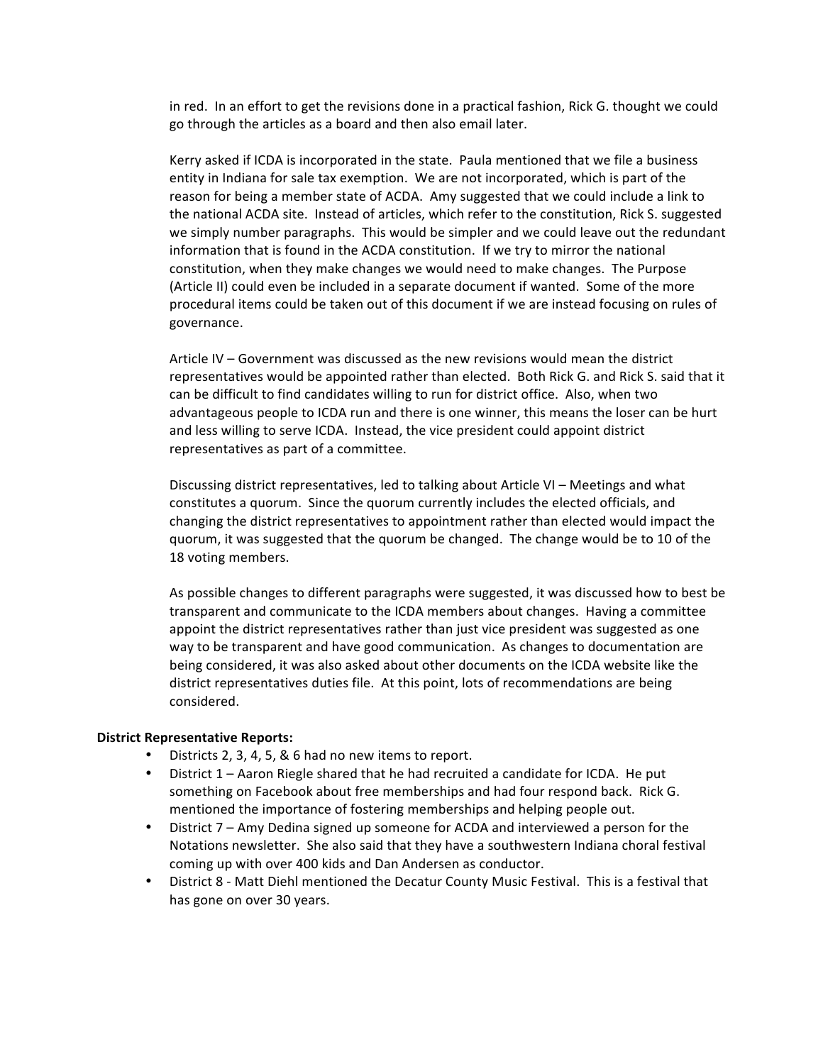in red. In an effort to get the revisions done in a practical fashion, Rick G. thought we could go through the articles as a board and then also email later.

Kerry asked if ICDA is incorporated in the state. Paula mentioned that we file a business entity in Indiana for sale tax exemption. We are not incorporated, which is part of the reason for being a member state of ACDA. Amy suggested that we could include a link to the national ACDA site. Instead of articles, which refer to the constitution, Rick S. suggested we simply number paragraphs. This would be simpler and we could leave out the redundant information that is found in the ACDA constitution. If we try to mirror the national constitution, when they make changes we would need to make changes. The Purpose (Article II) could even be included in a separate document if wanted. Some of the more procedural items could be taken out of this document if we are instead focusing on rules of governance.

Article IV – Government was discussed as the new revisions would mean the district representatives would be appointed rather than elected. Both Rick G. and Rick S. said that it can be difficult to find candidates willing to run for district office. Also, when two advantageous people to ICDA run and there is one winner, this means the loser can be hurt and less willing to serve ICDA. Instead, the vice president could appoint district representatives as part of a committee.

Discussing district representatives, led to talking about Article VI – Meetings and what constitutes a quorum. Since the quorum currently includes the elected officials, and changing the district representatives to appointment rather than elected would impact the quorum, it was suggested that the quorum be changed. The change would be to 10 of the 18 voting members.

As possible changes to different paragraphs were suggested, it was discussed how to best be transparent and communicate to the ICDA members about changes. Having a committee appoint the district representatives rather than just vice president was suggested as one way to be transparent and have good communication. As changes to documentation are being considered, it was also asked about other documents on the ICDA website like the district representatives duties file. At this point, lots of recommendations are being considered.

**District Representative Reports:**

- Districts 2, 3, 4, 5, & 6 had no new items to report.
- District 1 – Aaron Riegle shared that he had recruited a candidate for ICDA. He put something on Facebook about free memberships and had four respond back. Rick G. mentioned the importance of fostering memberships and helping people out.
- District 7 – Amy Dedina signed up someone for ACDA and interviewed a person for the Notations newsletter. She also said that they have a southwestern Indiana choral festival coming up with over 400 kids and Dan Andersen as conductor.
- District 8 - Matt Diehl mentioned the Decatur County Music Festival. This is a festival that has gone on over 30 years.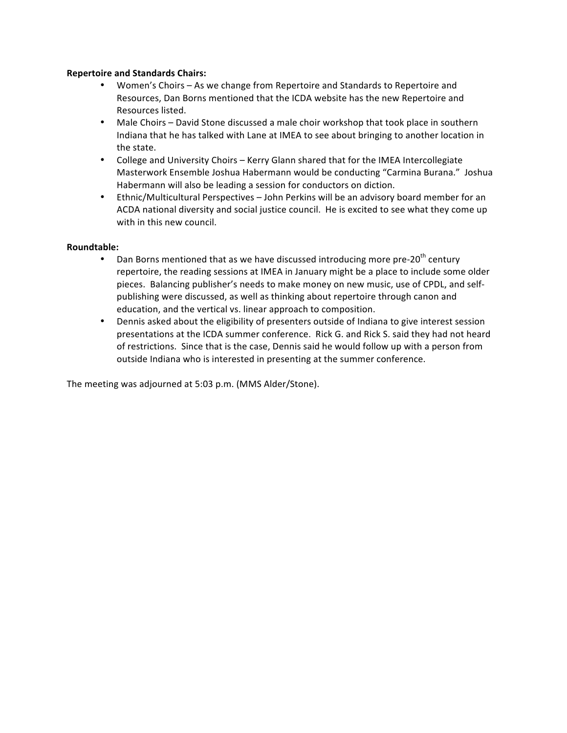**Repertoire and Standards Chairs:**

- Women's Choirs – As we change from Repertoire and Standards to Repertoire and Resources, Dan Borns mentioned that the ICDA website has the new Repertoire and Resources listed.
- Male Choirs – David Stone discussed a male choir workshop that took place in southern Indiana that he has talked with Lane at IMEA to see about bringing to another location in the state.
- College and University Choirs – Kerry Glann shared that for the IMEA Intercollegiate Masterwork Ensemble Joshua Habermann would be conducting "Carmina Burana." Joshua Habermann will also be leading a session for conductors on diction.
- Ethnic/Multicultural Perspectives – John Perkins will be an advisory board member for an ACDA national diversity and social justice council. He is excited to see what they come up with in this new council.

**Roundtable:**

- Dan Borns mentioned that as we have discussed introducing more pre-20th century repertoire, the reading sessions at IMEA in January might be a place to include some older pieces. Balancing publisher's needs to make money on new music, use of CPDL, and self-publishing were discussed, as well as thinking about repertoire through canon and education, and the vertical vs. linear approach to composition.
- Dennis asked about the eligibility of presenters outside of Indiana to give interest session presentations at the ICDA summer conference. Rick G. and Rick S. said they had not heard of restrictions. Since that is the case, Dennis said he would follow up with a person from outside Indiana who is interested in presenting at the summer conference.

The meeting was adjourned at 5:03 p.m. (MMS Alder/Stone).